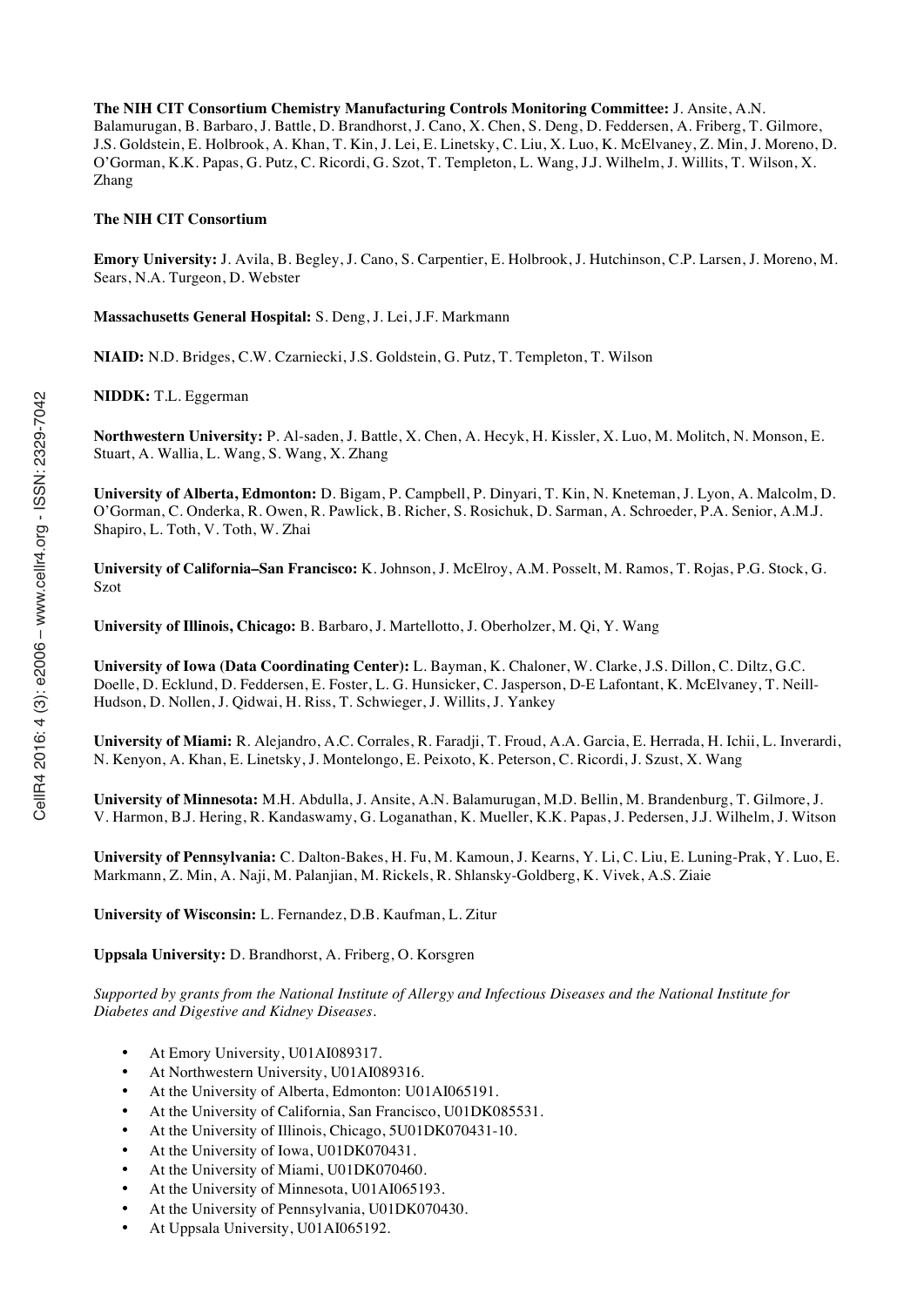**The NIH CIT Consortium Chemistry Manufacturing Controls Monitoring Committee:** J. Ansite, A.N. Balamurugan, B. Barbaro, J. Battle, D. Brandhorst, J. Cano, X. Chen, S. Deng, D. Feddersen, A. Friberg, T. Gilmore, J.S. Goldstein, E. Holbrook, A. Khan, T. Kin, J. Lei, E. Linetsky, C. Liu, X. Luo, K. McElvaney, Z. Min, J. Moreno, D. O'Gorman, K.K. Papas, G. Putz, C. Ricordi, G. Szot, T. Templeton, L. Wang, J.J. Wilhelm, J. Willits, T. Wilson, X. Zhang

**The NIH CIT Consortium**

**Emory University:** J. Avila, B. Begley, J. Cano, S. Carpentier, E. Holbrook, J. Hutchinson, C.P. Larsen, J. Moreno, M. Sears, N.A. Turgeon, D. Webster

**Massachusetts General Hospital:** S. Deng, J. Lei, J.F. Markmann

**NIAID:** N.D. Bridges, C.W. Czarniecki, J.S. Goldstein, G. Putz, T. Templeton, T. Wilson

**NIDDK:** T.L. Eggerman

**Northwestern University:** P. Al-saden, J. Battle, X. Chen, A. Hecyk, H. Kissler, X. Luo, M. Molitch, N. Monson, E. Stuart, A. Wallia, L. Wang, S. Wang, X. Zhang

**University of Alberta, Edmonton:** D. Bigam, P. Campbell, P. Dinyari, T. Kin, N. Kneteman, J. Lyon, A. Malcolm, D. O'Gorman, C. Onderka, R. Owen, R. Pawlick, B. Richer, S. Rosichuk, D. Sarman, A. Schroeder, P.A. Senior, A.M.J. Shapiro, L. Toth, V. Toth, W. Zhai

**University of California–San Francisco:** K. Johnson, J. McElroy, A.M. Posselt, M. Ramos, T. Rojas, P.G. Stock, G. Szot

**University of Illinois, Chicago:** B. Barbaro, J. Martellotto, J. Oberholzer, M. Qi, Y. Wang

**University of Iowa (Data Coordinating Center):** L. Bayman, K. Chaloner, W. Clarke, J.S. Dillon, C. Diltz, G.C. Doelle, D. Ecklund, D. Feddersen, E. Foster, L. G. Hunsicker, C. Jasperson, D-E Lafontant, K. McElvaney, T. Neill-Hudson, D. Nollen, J. Qidwai, H. Riss, T. Schwieger, J. Willits, J. Yankey

**University of Miami:** R. Alejandro, A.C. Corrales, R. Faradji, T. Froud, A.A. Garcia, E. Herrada, H. Ichii, L. Inverardi, N. Kenyon, A. Khan, E. Linetsky, J. Montelongo, E. Peixoto, K. Peterson, C. Ricordi, J. Szust, X. Wang

**University of Minnesota:** M.H. Abdulla, J. Ansite, A.N. Balamurugan, M.D. Bellin, M. Brandenburg, T. Gilmore, J. V. Harmon, B.J. Hering, R. Kandaswamy, G. Loganathan, K. Mueller, K.K. Papas, J. Pedersen, J.J. Wilhelm, J. Witson

**University of Pennsylvania:** C. Dalton-Bakes, H. Fu, M. Kamoun, J. Kearns, Y. Li, C. Liu, E. Luning-Prak, Y. Luo, E. Markmann, Z. Min, A. Naji, M. Palanjian, M. Rickels, R. Shlansky-Goldberg, K. Vivek, A.S. Ziaie

**University of Wisconsin:** L. Fernandez, D.B. Kaufman, L. Zitur

**Uppsala University:** D. Brandhorst, A. Friberg, O. Korsgren

*Supported by grants from the National Institute of Allergy and Infectious Diseases and the National Institute for Diabetes and Digestive and Kidney Diseases.*

- At Emory University, U01AI089317.
- At Northwestern University, U01AI089316.
- At the University of Alberta, Edmonton: U01AI065191.
- At the University of California, San Francisco, U01DK085531.
- At the University of Illinois, Chicago, 5U01DK070431-10.
- At the University of Iowa, U01DK070431.
- At the University of Miami, U01DK070460.
- At the University of Minnesota, U01AI065193.
- At the University of Pennsylvania, U01DK070430.
- At Uppsala University, U01AI065192.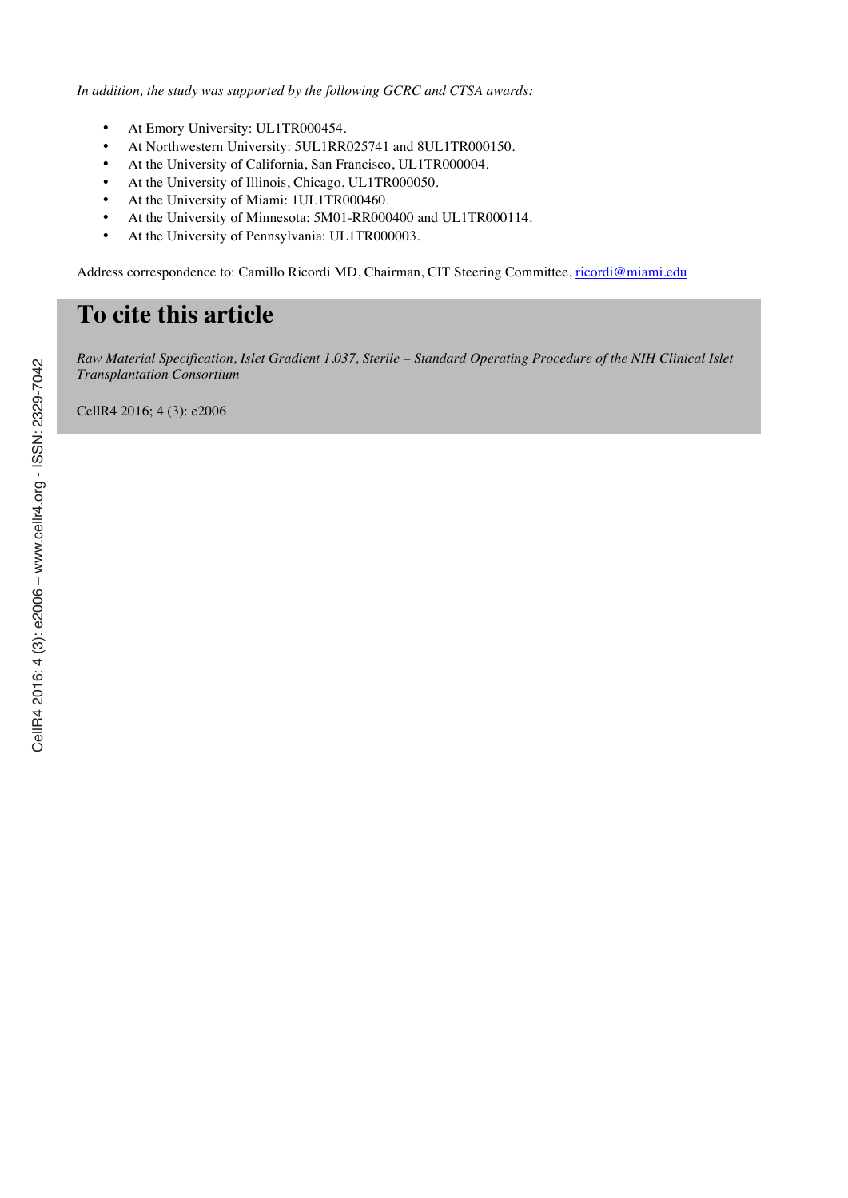*In addition, the study was supported by the following GCRC and CTSA awards:*

- At Emory University: UL1TR000454.
- At Northwestern University: 5UL1RR025741 and 8UL1TR000150.
- At the University of California, San Francisco, UL1TR000004.
- At the University of Illinois, Chicago, UL1TR000050.
- At the University of Miami: 1UL1TR000460.
- At the University of Minnesota: 5M01-RR000400 and UL1TR000114.
- At the University of Pennsylvania: UL1TR000003.

Address correspondence to: Camillo Ricordi MD, Chairman, CIT Steering Committee, ricordi@miami.edu

# To cite this article

*Raw Material Specification, Islet Gradient 1.037, Sterile – Standard Operating Procedure of the NIH Clinical Islet Transplantation Consortium*

CellR4 2016; 4 (3): e2006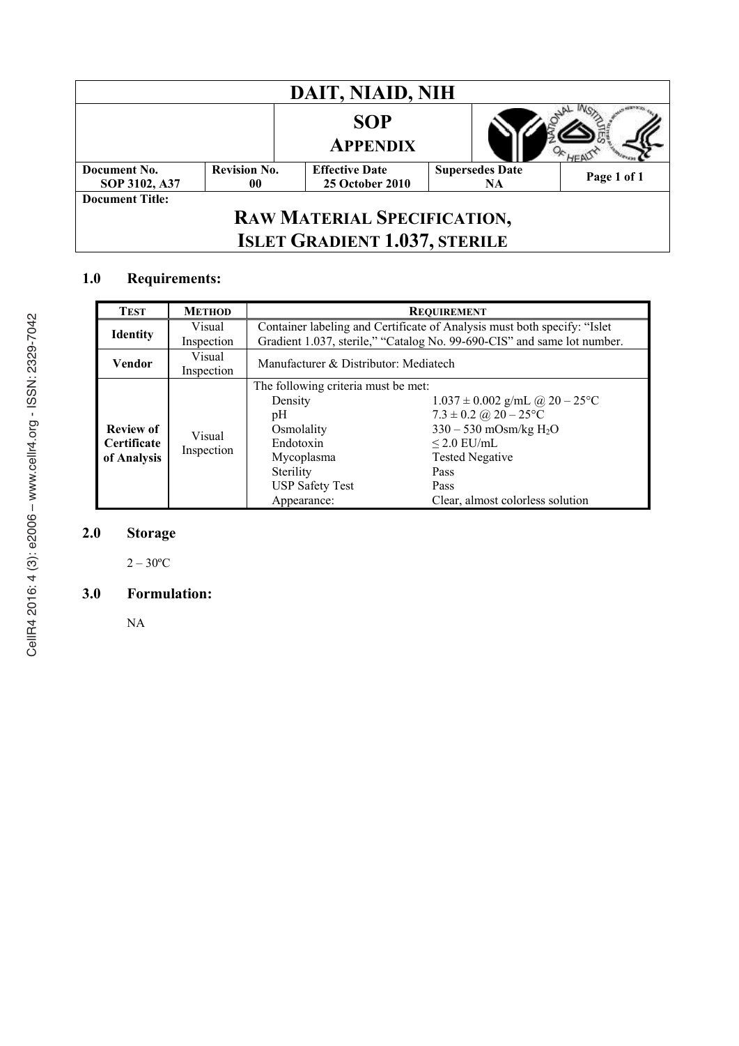| DAIT, NIAID, NIH | | | | |
|---|---|---|---|---|
| | SOP APPENDIX | | | |
| **Document No.** SOP 3102, A37 | **Revision No.** 00 | **Effective Date** 25 October 2010 | **Supersedes Date** NA | **Page 1 of 1** |
| **Document Title:** RAW MATERIAL SPECIFICATION, ISLET GRADIENT 1.037, STERILE | | | | |

## 1.0 Requirements:

| TEST | METHOD | REQUIREMENT | |
|---|---|---|---|
| **Identity** | Visual Inspection | Container labeling and Certificate of Analysis must both specify: "Islet Gradient 1.037, sterile," "Catalog No. 99-690-CIS" and same lot number. | |
| **Vendor** | Visual Inspection | Manufacturer & Distributor: Mediatech | |
| **Review of Certificate of Analysis** | Visual Inspection | The following criteria must be met: | |
| | | Density | $1.037 \pm 0.002$ g/mL @ 20 – 25°C |
| | | pH | $7.3 \pm 0.2$ @ 20 – 25°C |
| | | Osmolality | 330 – 530 mOsm/kg $H_2O$ |
| | | Endotoxin | $\leq 2.0$ EU/mL |
| | | Mycoplasma | Tested Negative |
| | | Sterility | Pass |
| | | USP Safety Test | Pass |
| | | Appearance: | Clear, almost colorless solution |

## 2.0 Storage

2 – 30ºC

## 3.0 Formulation:

NA